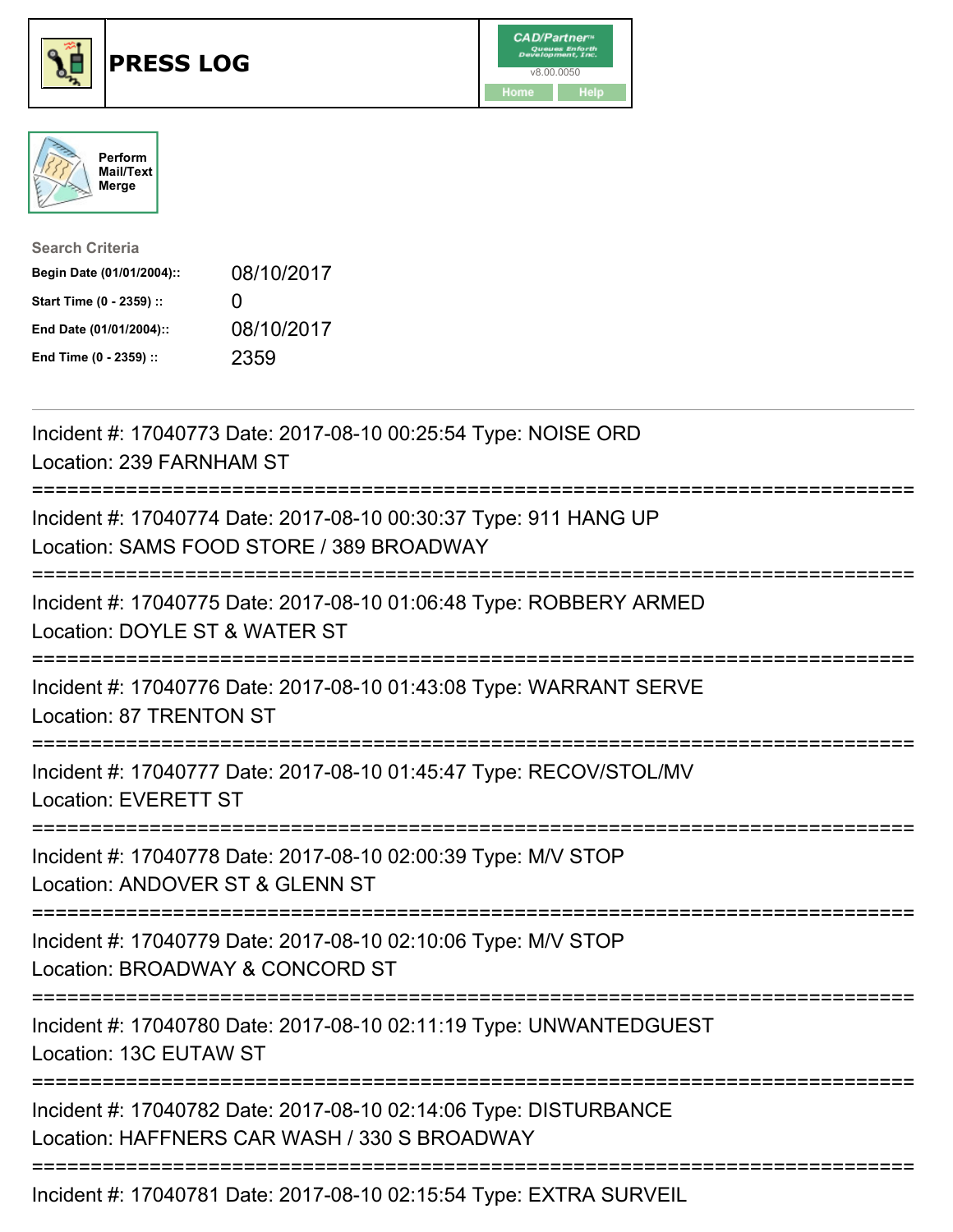# PRESS LOG

CAD/Partner v8.00.0050

Home Help

Perform Mail/Text Merge

**Search Criteria**

| | |
|---|---|
| **Begin Date (01/01/2004)::** | 08/10/2017 |
| **Start Time (0 - 2359) ::** | 0 |
| **End Date (01/01/2004)::** | 08/10/2017 |
| **End Time (0 - 2359) ::** | 2359 |

---

Incident #: 17040773 Date: 2017-08-10 00:25:54 Type: NOISE ORD
Location: 239 FARNHAM ST

===========================================================================

Incident #: 17040774 Date: 2017-08-10 00:30:37 Type: 911 HANG UP
Location: SAMS FOOD STORE / 389 BROADWAY

===========================================================================

Incident #: 17040775 Date: 2017-08-10 01:06:48 Type: ROBBERY ARMED
Location: DOYLE ST & WATER ST

===========================================================================

Incident #: 17040776 Date: 2017-08-10 01:43:08 Type: WARRANT SERVE
Location: 87 TRENTON ST

===========================================================================

Incident #: 17040777 Date: 2017-08-10 01:45:47 Type: RECOV/STOL/MV
Location: EVERETT ST

===========================================================================

Incident #: 17040778 Date: 2017-08-10 02:00:39 Type: M/V STOP
Location: ANDOVER ST & GLENN ST

===========================================================================

Incident #: 17040779 Date: 2017-08-10 02:10:06 Type: M/V STOP
Location: BROADWAY & CONCORD ST

===========================================================================

Incident #: 17040780 Date: 2017-08-10 02:11:19 Type: UNWANTEDGUEST
Location: 13C EUTAW ST

===========================================================================

Incident #: 17040782 Date: 2017-08-10 02:14:06 Type: DISTURBANCE
Location: HAFFNERS CAR WASH / 330 S BROADWAY

===========================================================================

Incident #: 17040781 Date: 2017-08-10 02:15:54 Type: EXTRA SURVEIL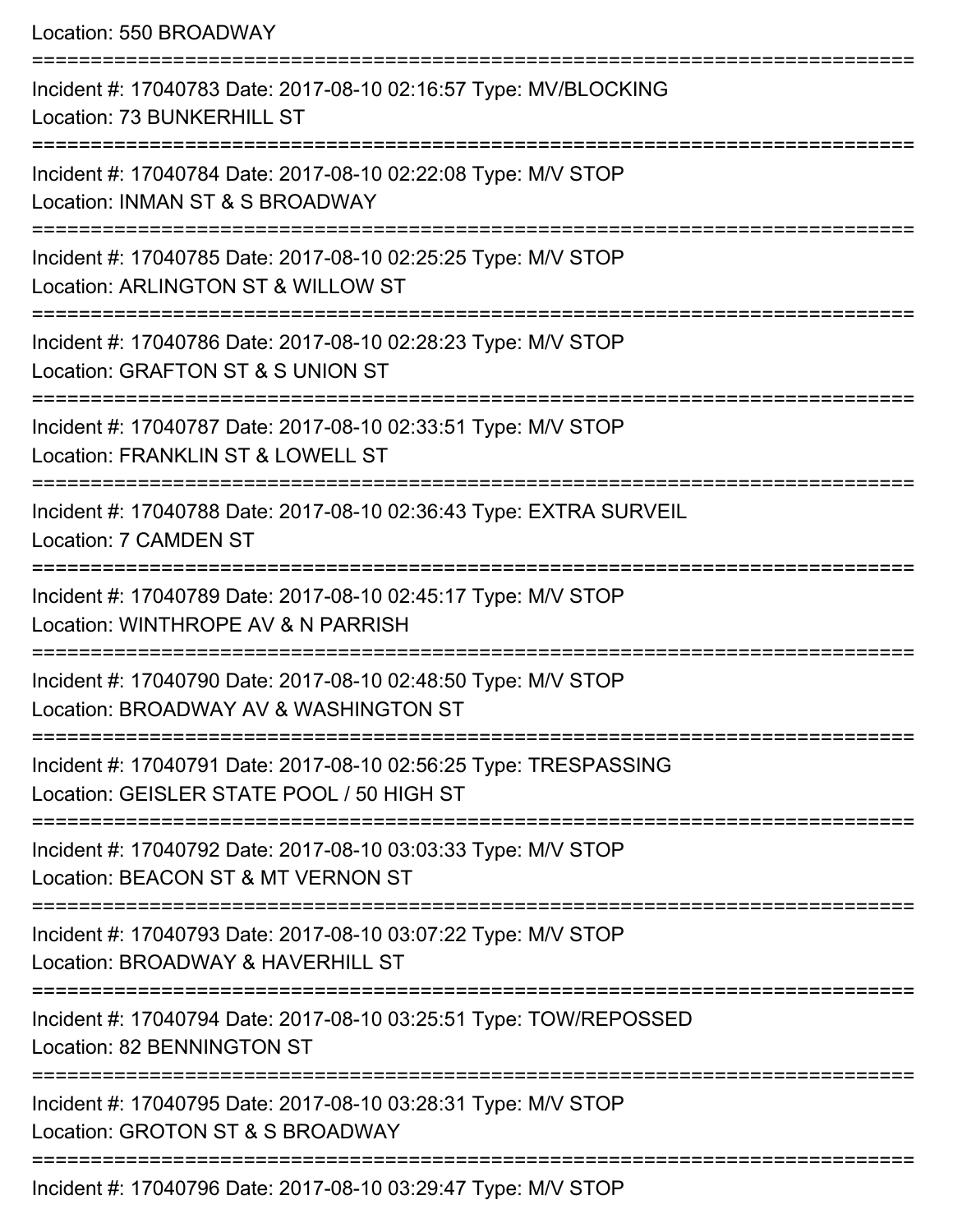Location: 550 BROADWAY

===========================================================================

Incident #: 17040783 Date: 2017-08-10 02:16:57 Type: MV/BLOCKING
Location: 73 BUNKERHILL ST

===========================================================================

Incident #: 17040784 Date: 2017-08-10 02:22:08 Type: M/V STOP
Location: INMAN ST & S BROADWAY

===========================================================================

Incident #: 17040785 Date: 2017-08-10 02:25:25 Type: M/V STOP
Location: ARLINGTON ST & WILLOW ST

===========================================================================

Incident #: 17040786 Date: 2017-08-10 02:28:23 Type: M/V STOP
Location: GRAFTON ST & S UNION ST

===========================================================================

Incident #: 17040787 Date: 2017-08-10 02:33:51 Type: M/V STOP
Location: FRANKLIN ST & LOWELL ST

===========================================================================

Incident #: 17040788 Date: 2017-08-10 02:36:43 Type: EXTRA SURVEIL
Location: 7 CAMDEN ST

===========================================================================

Incident #: 17040789 Date: 2017-08-10 02:45:17 Type: M/V STOP
Location: WINTHROPE AV & N PARRISH

===========================================================================

Incident #: 17040790 Date: 2017-08-10 02:48:50 Type: M/V STOP
Location: BROADWAY AV & WASHINGTON ST

===========================================================================

Incident #: 17040791 Date: 2017-08-10 02:56:25 Type: TRESPASSING
Location: GEISLER STATE POOL / 50 HIGH ST

===========================================================================

Incident #: 17040792 Date: 2017-08-10 03:03:33 Type: M/V STOP
Location: BEACON ST & MT VERNON ST

===========================================================================

Incident #: 17040793 Date: 2017-08-10 03:07:22 Type: M/V STOP
Location: BROADWAY & HAVERHILL ST

===========================================================================

Incident #: 17040794 Date: 2017-08-10 03:25:51 Type: TOW/REPOSSED
Location: 82 BENNINGTON ST

===========================================================================

Incident #: 17040795 Date: 2017-08-10 03:28:31 Type: M/V STOP
Location: GROTON ST & S BROADWAY

===========================================================================

Incident #: 17040796 Date: 2017-08-10 03:29:47 Type: M/V STOP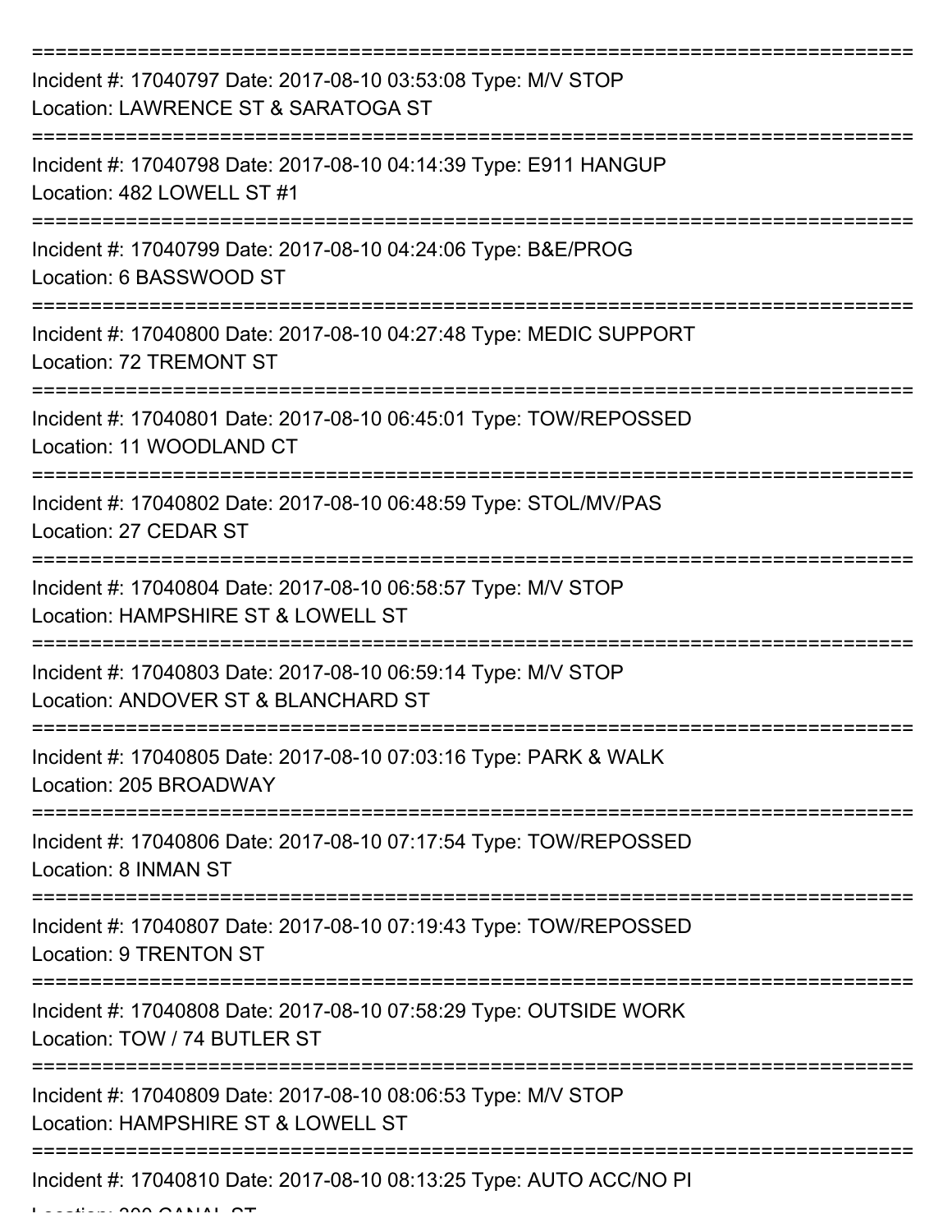===========================================================================

Incident #: 17040797 Date: 2017-08-10 03:53:08 Type: M/V STOP
Location: LAWRENCE ST & SARATOGA ST

===========================================================================

Incident #: 17040798 Date: 2017-08-10 04:14:39 Type: E911 HANGUP
Location: 482 LOWELL ST #1

===========================================================================

Incident #: 17040799 Date: 2017-08-10 04:24:06 Type: B&E/PROG
Location: 6 BASSWOOD ST

===========================================================================

Incident #: 17040800 Date: 2017-08-10 04:27:48 Type: MEDIC SUPPORT
Location: 72 TREMONT ST

===========================================================================

Incident #: 17040801 Date: 2017-08-10 06:45:01 Type: TOW/REPOSSED
Location: 11 WOODLAND CT

===========================================================================

Incident #: 17040802 Date: 2017-08-10 06:48:59 Type: STOL/MV/PAS
Location: 27 CEDAR ST

===========================================================================

Incident #: 17040804 Date: 2017-08-10 06:58:57 Type: M/V STOP
Location: HAMPSHIRE ST & LOWELL ST

===========================================================================

Incident #: 17040803 Date: 2017-08-10 06:59:14 Type: M/V STOP
Location: ANDOVER ST & BLANCHARD ST

===========================================================================

Incident #: 17040805 Date: 2017-08-10 07:03:16 Type: PARK & WALK
Location: 205 BROADWAY

===========================================================================

Incident #: 17040806 Date: 2017-08-10 07:17:54 Type: TOW/REPOSSED
Location: 8 INMAN ST

===========================================================================

Incident #: 17040807 Date: 2017-08-10 07:19:43 Type: TOW/REPOSSED
Location: 9 TRENTON ST

===========================================================================

Incident #: 17040808 Date: 2017-08-10 07:58:29 Type: OUTSIDE WORK
Location: TOW / 74 BUTLER ST

===========================================================================

Incident #: 17040809 Date: 2017-08-10 08:06:53 Type: M/V STOP
Location: HAMPSHIRE ST & LOWELL ST

===========================================================================

Incident #: 17040810 Date: 2017-08-10 08:13:25 Type: AUTO ACC/NO PI
Location: 200 CANAL ST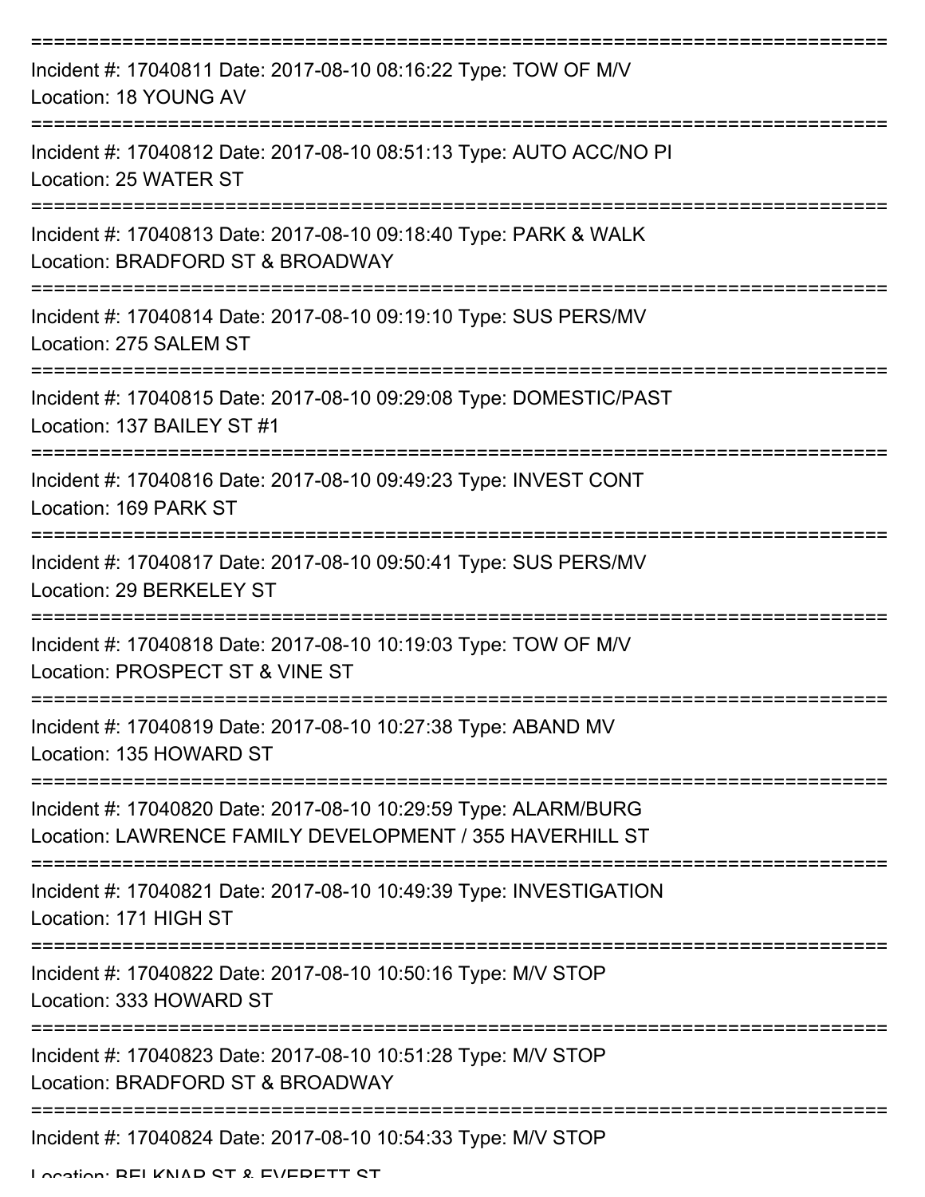===========================================================================

Incident #: 17040811 Date: 2017-08-10 08:16:22 Type: TOW OF M/V
Location: 18 YOUNG AV

===========================================================================

Incident #: 17040812 Date: 2017-08-10 08:51:13 Type: AUTO ACC/NO PI
Location: 25 WATER ST

===========================================================================

Incident #: 17040813 Date: 2017-08-10 09:18:40 Type: PARK & WALK
Location: BRADFORD ST & BROADWAY

===========================================================================

Incident #: 17040814 Date: 2017-08-10 09:19:10 Type: SUS PERS/MV
Location: 275 SALEM ST

===========================================================================

Incident #: 17040815 Date: 2017-08-10 09:29:08 Type: DOMESTIC/PAST
Location: 137 BAILEY ST #1

===========================================================================

Incident #: 17040816 Date: 2017-08-10 09:49:23 Type: INVEST CONT
Location: 169 PARK ST

===========================================================================

Incident #: 17040817 Date: 2017-08-10 09:50:41 Type: SUS PERS/MV
Location: 29 BERKELEY ST

===========================================================================

Incident #: 17040818 Date: 2017-08-10 10:19:03 Type: TOW OF M/V
Location: PROSPECT ST & VINE ST

===========================================================================

Incident #: 17040819 Date: 2017-08-10 10:27:38 Type: ABAND MV
Location: 135 HOWARD ST

===========================================================================

Incident #: 17040820 Date: 2017-08-10 10:29:59 Type: ALARM/BURG
Location: LAWRENCE FAMILY DEVELOPMENT / 355 HAVERHILL ST

===========================================================================

Incident #: 17040821 Date: 2017-08-10 10:49:39 Type: INVESTIGATION
Location: 171 HIGH ST

===========================================================================

Incident #: 17040822 Date: 2017-08-10 10:50:16 Type: M/V STOP
Location: 333 HOWARD ST

===========================================================================

Incident #: 17040823 Date: 2017-08-10 10:51:28 Type: M/V STOP
Location: BRADFORD ST & BROADWAY

===========================================================================

Incident #: 17040824 Date: 2017-08-10 10:54:33 Type: M/V STOP
Location: BELKNAP ST & EVERETT ST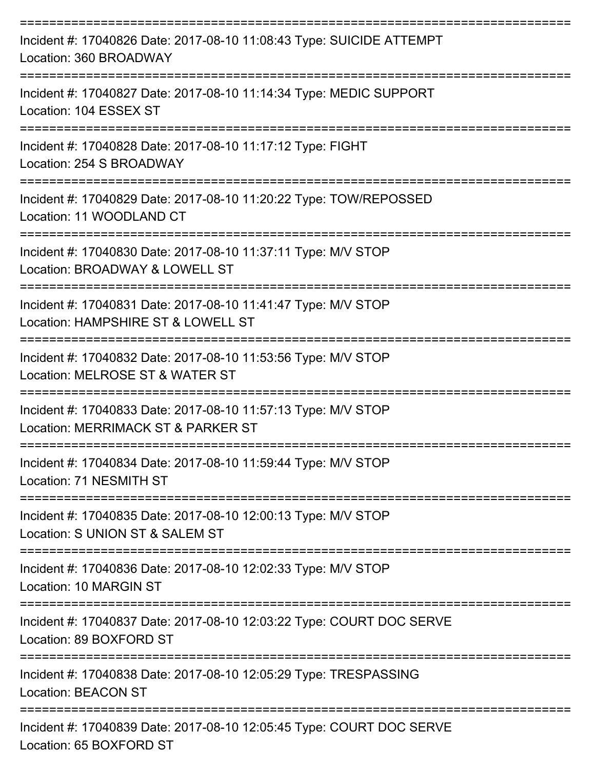===========================================================================

Incident #: 17040826 Date: 2017-08-10 11:08:43 Type: SUICIDE ATTEMPT
Location: 360 BROADWAY

===========================================================================

Incident #: 17040827 Date: 2017-08-10 11:14:34 Type: MEDIC SUPPORT
Location: 104 ESSEX ST

===========================================================================

Incident #: 17040828 Date: 2017-08-10 11:17:12 Type: FIGHT
Location: 254 S BROADWAY

===========================================================================

Incident #: 17040829 Date: 2017-08-10 11:20:22 Type: TOW/REPOSSED
Location: 11 WOODLAND CT

===========================================================================

Incident #: 17040830 Date: 2017-08-10 11:37:11 Type: M/V STOP
Location: BROADWAY & LOWELL ST

===========================================================================

Incident #: 17040831 Date: 2017-08-10 11:41:47 Type: M/V STOP
Location: HAMPSHIRE ST & LOWELL ST

===========================================================================

Incident #: 17040832 Date: 2017-08-10 11:53:56 Type: M/V STOP
Location: MELROSE ST & WATER ST

===========================================================================

Incident #: 17040833 Date: 2017-08-10 11:57:13 Type: M/V STOP
Location: MERRIMACK ST & PARKER ST

===========================================================================

Incident #: 17040834 Date: 2017-08-10 11:59:44 Type: M/V STOP
Location: 71 NESMITH ST

===========================================================================

Incident #: 17040835 Date: 2017-08-10 12:00:13 Type: M/V STOP
Location: S UNION ST & SALEM ST

===========================================================================

Incident #: 17040836 Date: 2017-08-10 12:02:33 Type: M/V STOP
Location: 10 MARGIN ST

===========================================================================

Incident #: 17040837 Date: 2017-08-10 12:03:22 Type: COURT DOC SERVE
Location: 89 BOXFORD ST

===========================================================================

Incident #: 17040838 Date: 2017-08-10 12:05:29 Type: TRESPASSING
Location: BEACON ST

===========================================================================

Incident #: 17040839 Date: 2017-08-10 12:05:45 Type: COURT DOC SERVE
Location: 65 BOXFORD ST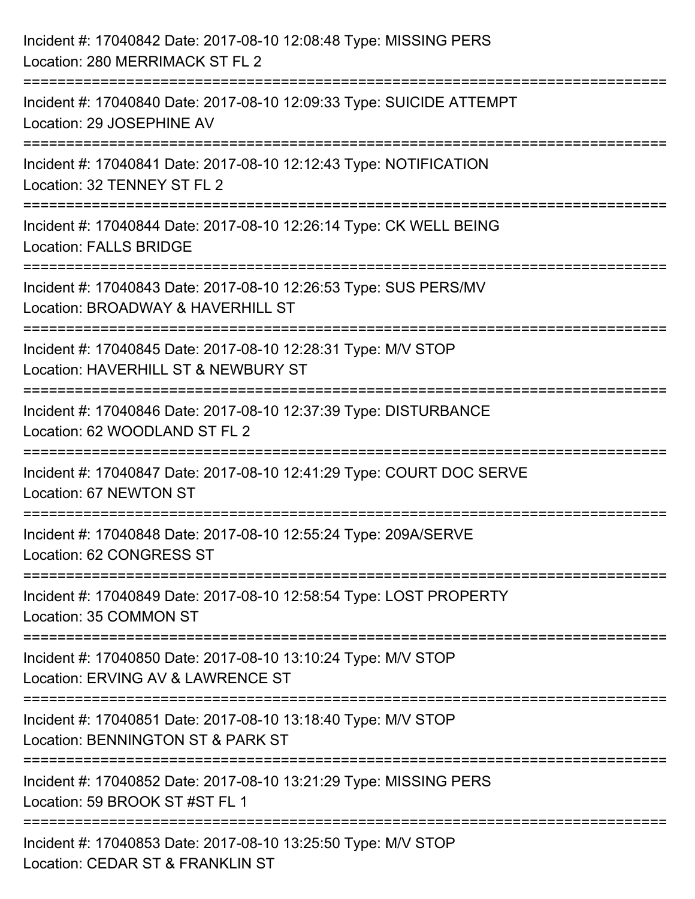Incident #: 17040842 Date: 2017-08-10 12:08:48 Type: MISSING PERS
Location: 280 MERRIMACK ST FL 2

===========================================================================

Incident #: 17040840 Date: 2017-08-10 12:09:33 Type: SUICIDE ATTEMPT
Location: 29 JOSEPHINE AV

===========================================================================

Incident #: 17040841 Date: 2017-08-10 12:12:43 Type: NOTIFICATION
Location: 32 TENNEY ST FL 2

===========================================================================

Incident #: 17040844 Date: 2017-08-10 12:26:14 Type: CK WELL BEING
Location: FALLS BRIDGE

===========================================================================

Incident #: 17040843 Date: 2017-08-10 12:26:53 Type: SUS PERS/MV
Location: BROADWAY & HAVERHILL ST

===========================================================================

Incident #: 17040845 Date: 2017-08-10 12:28:31 Type: M/V STOP
Location: HAVERHILL ST & NEWBURY ST

===========================================================================

Incident #: 17040846 Date: 2017-08-10 12:37:39 Type: DISTURBANCE
Location: 62 WOODLAND ST FL 2

===========================================================================

Incident #: 17040847 Date: 2017-08-10 12:41:29 Type: COURT DOC SERVE
Location: 67 NEWTON ST

===========================================================================

Incident #: 17040848 Date: 2017-08-10 12:55:24 Type: 209A/SERVE
Location: 62 CONGRESS ST

===========================================================================

Incident #: 17040849 Date: 2017-08-10 12:58:54 Type: LOST PROPERTY
Location: 35 COMMON ST

===========================================================================

Incident #: 17040850 Date: 2017-08-10 13:10:24 Type: M/V STOP
Location: ERVING AV & LAWRENCE ST

===========================================================================

Incident #: 17040851 Date: 2017-08-10 13:18:40 Type: M/V STOP
Location: BENNINGTON ST & PARK ST

===========================================================================

Incident #: 17040852 Date: 2017-08-10 13:21:29 Type: MISSING PERS
Location: 59 BROOK ST #ST FL 1

===========================================================================

Incident #: 17040853 Date: 2017-08-10 13:25:50 Type: M/V STOP
Location: CEDAR ST & FRANKLIN ST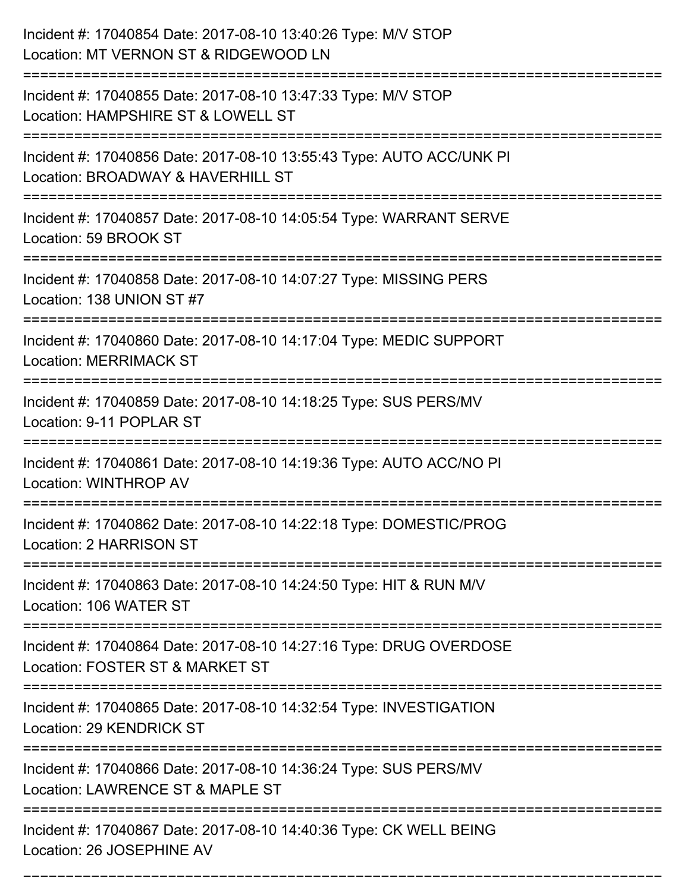Incident #: 17040854 Date: 2017-08-10 13:40:26 Type: M/V STOP
Location: MT VERNON ST & RIDGEWOOD LN

===========================================================================

Incident #: 17040855 Date: 2017-08-10 13:47:33 Type: M/V STOP
Location: HAMPSHIRE ST & LOWELL ST

===========================================================================

Incident #: 17040856 Date: 2017-08-10 13:55:43 Type: AUTO ACC/UNK PI
Location: BROADWAY & HAVERHILL ST

===========================================================================

Incident #: 17040857 Date: 2017-08-10 14:05:54 Type: WARRANT SERVE
Location: 59 BROOK ST

===========================================================================

Incident #: 17040858 Date: 2017-08-10 14:07:27 Type: MISSING PERS
Location: 138 UNION ST #7

===========================================================================

Incident #: 17040860 Date: 2017-08-10 14:17:04 Type: MEDIC SUPPORT
Location: MERRIMACK ST

===========================================================================

Incident #: 17040859 Date: 2017-08-10 14:18:25 Type: SUS PERS/MV
Location: 9-11 POPLAR ST

===========================================================================

Incident #: 17040861 Date: 2017-08-10 14:19:36 Type: AUTO ACC/NO PI
Location: WINTHROP AV

===========================================================================

Incident #: 17040862 Date: 2017-08-10 14:22:18 Type: DOMESTIC/PROG
Location: 2 HARRISON ST

===========================================================================

Incident #: 17040863 Date: 2017-08-10 14:24:50 Type: HIT & RUN M/V
Location: 106 WATER ST

===========================================================================

Incident #: 17040864 Date: 2017-08-10 14:27:16 Type: DRUG OVERDOSE
Location: FOSTER ST & MARKET ST

===========================================================================

Incident #: 17040865 Date: 2017-08-10 14:32:54 Type: INVESTIGATION
Location: 29 KENDRICK ST

===========================================================================

Incident #: 17040866 Date: 2017-08-10 14:36:24 Type: SUS PERS/MV
Location: LAWRENCE ST & MAPLE ST

===========================================================================

Incident #: 17040867 Date: 2017-08-10 14:40:36 Type: CK WELL BEING
Location: 26 JOSEPHINE AV

===========================================================================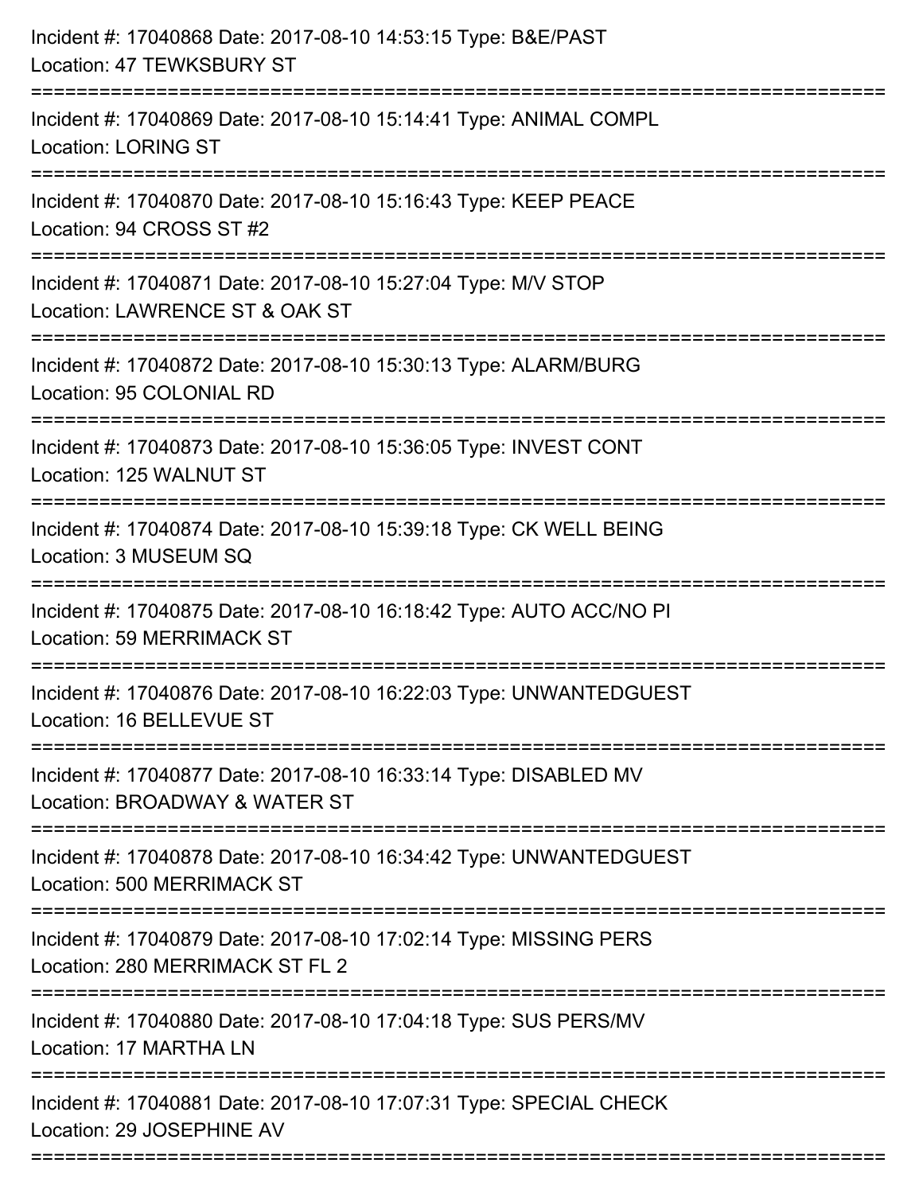Incident #: 17040868 Date: 2017-08-10 14:53:15 Type: B&E/PAST
Location: 47 TEWKSBURY ST

===========================================================================

Incident #: 17040869 Date: 2017-08-10 15:14:41 Type: ANIMAL COMPL
Location: LORING ST

===========================================================================

Incident #: 17040870 Date: 2017-08-10 15:16:43 Type: KEEP PEACE
Location: 94 CROSS ST #2

===========================================================================

Incident #: 17040871 Date: 2017-08-10 15:27:04 Type: M/V STOP
Location: LAWRENCE ST & OAK ST

===========================================================================

Incident #: 17040872 Date: 2017-08-10 15:30:13 Type: ALARM/BURG
Location: 95 COLONIAL RD

===========================================================================

Incident #: 17040873 Date: 2017-08-10 15:36:05 Type: INVEST CONT
Location: 125 WALNUT ST

===========================================================================

Incident #: 17040874 Date: 2017-08-10 15:39:18 Type: CK WELL BEING
Location: 3 MUSEUM SQ

===========================================================================

Incident #: 17040875 Date: 2017-08-10 16:18:42 Type: AUTO ACC/NO PI
Location: 59 MERRIMACK ST

===========================================================================

Incident #: 17040876 Date: 2017-08-10 16:22:03 Type: UNWANTEDGUEST
Location: 16 BELLEVUE ST

===========================================================================

Incident #: 17040877 Date: 2017-08-10 16:33:14 Type: DISABLED MV
Location: BROADWAY & WATER ST

===========================================================================

Incident #: 17040878 Date: 2017-08-10 16:34:42 Type: UNWANTEDGUEST
Location: 500 MERRIMACK ST

===========================================================================

Incident #: 17040879 Date: 2017-08-10 17:02:14 Type: MISSING PERS
Location: 280 MERRIMACK ST FL 2

===========================================================================

Incident #: 17040880 Date: 2017-08-10 17:04:18 Type: SUS PERS/MV
Location: 17 MARTHA LN

===========================================================================

Incident #: 17040881 Date: 2017-08-10 17:07:31 Type: SPECIAL CHECK
Location: 29 JOSEPHINE AV

===========================================================================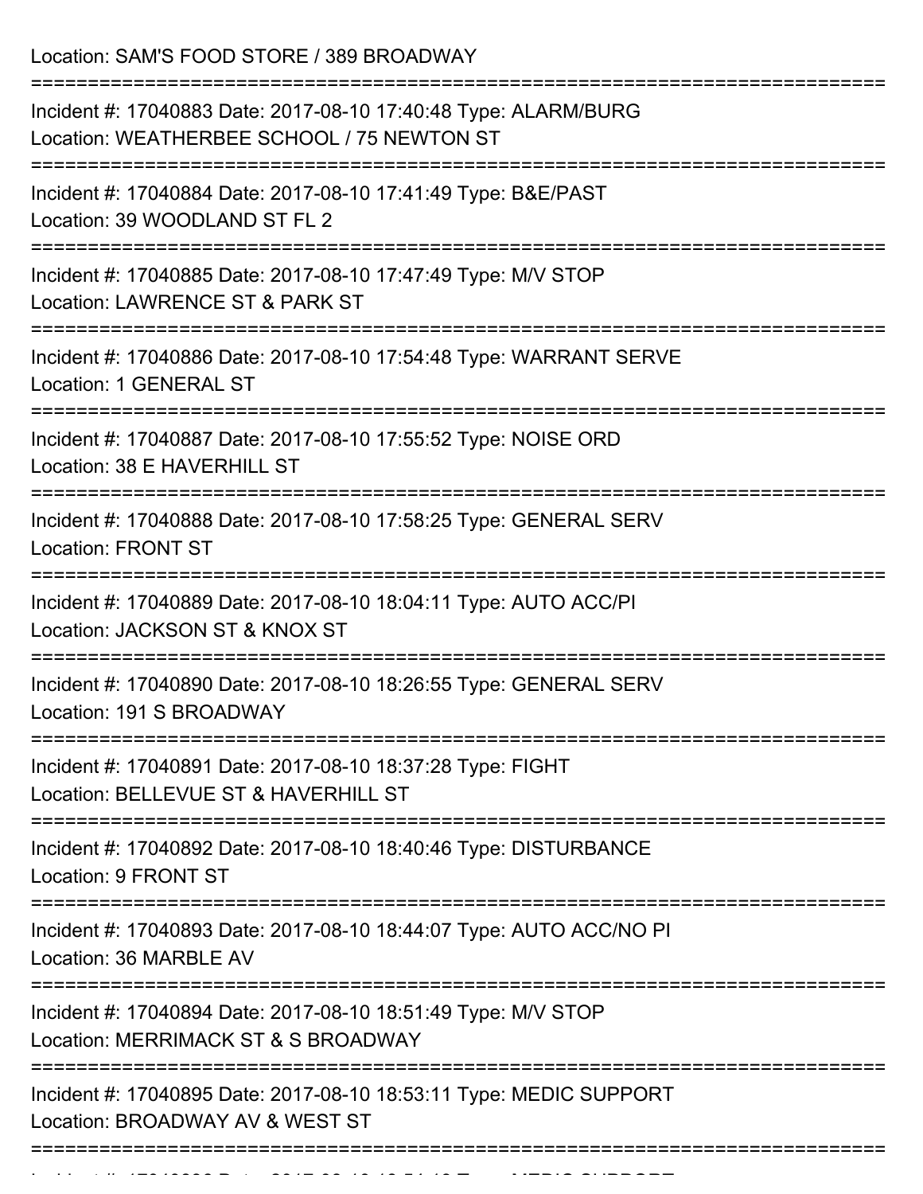Location: SAM'S FOOD STORE / 389 BROADWAY

===========================================================================

Incident #: 17040883 Date: 2017-08-10 17:40:48 Type: ALARM/BURG
Location: WEATHERBEE SCHOOL / 75 NEWTON ST

===========================================================================

Incident #: 17040884 Date: 2017-08-10 17:41:49 Type: B&E/PAST
Location: 39 WOODLAND ST FL 2

===========================================================================

Incident #: 17040885 Date: 2017-08-10 17:47:49 Type: M/V STOP
Location: LAWRENCE ST & PARK ST

===========================================================================

Incident #: 17040886 Date: 2017-08-10 17:54:48 Type: WARRANT SERVE
Location: 1 GENERAL ST

===========================================================================

Incident #: 17040887 Date: 2017-08-10 17:55:52 Type: NOISE ORD
Location: 38 E HAVERHILL ST

===========================================================================

Incident #: 17040888 Date: 2017-08-10 17:58:25 Type: GENERAL SERV
Location: FRONT ST

===========================================================================

Incident #: 17040889 Date: 2017-08-10 18:04:11 Type: AUTO ACC/PI
Location: JACKSON ST & KNOX ST

===========================================================================

Incident #: 17040890 Date: 2017-08-10 18:26:55 Type: GENERAL SERV
Location: 191 S BROADWAY

===========================================================================

Incident #: 17040891 Date: 2017-08-10 18:37:28 Type: FIGHT
Location: BELLEVUE ST & HAVERHILL ST

===========================================================================

Incident #: 17040892 Date: 2017-08-10 18:40:46 Type: DISTURBANCE
Location: 9 FRONT ST

===========================================================================

Incident #: 17040893 Date: 2017-08-10 18:44:07 Type: AUTO ACC/NO PI
Location: 36 MARBLE AV

===========================================================================

Incident #: 17040894 Date: 2017-08-10 18:51:49 Type: M/V STOP
Location: MERRIMACK ST & S BROADWAY

===========================================================================

Incident #: 17040895 Date: 2017-08-10 18:53:11 Type: MEDIC SUPPORT
Location: BROADWAY AV & WEST ST

===========================================================================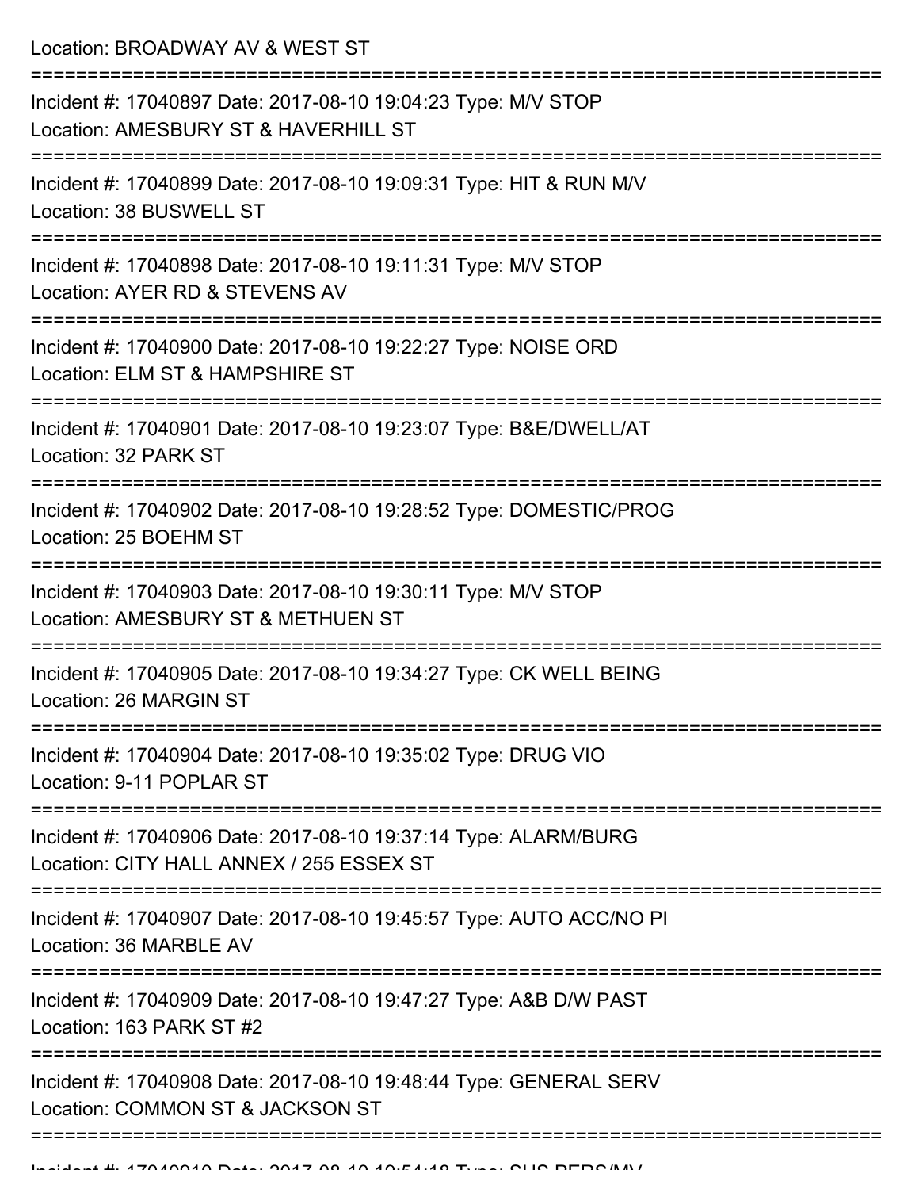Location: BROADWAY AV & WEST ST

===========================================================================

Incident #: 17040897 Date: 2017-08-10 19:04:23 Type: M/V STOP
Location: AMESBURY ST & HAVERHILL ST

===========================================================================

Incident #: 17040899 Date: 2017-08-10 19:09:31 Type: HIT & RUN M/V
Location: 38 BUSWELL ST

===========================================================================

Incident #: 17040898 Date: 2017-08-10 19:11:31 Type: M/V STOP
Location: AYER RD & STEVENS AV

===========================================================================

Incident #: 17040900 Date: 2017-08-10 19:22:27 Type: NOISE ORD
Location: ELM ST & HAMPSHIRE ST

===========================================================================

Incident #: 17040901 Date: 2017-08-10 19:23:07 Type: B&E/DWELL/AT
Location: 32 PARK ST

===========================================================================

Incident #: 17040902 Date: 2017-08-10 19:28:52 Type: DOMESTIC/PROG
Location: 25 BOEHM ST

===========================================================================

Incident #: 17040903 Date: 2017-08-10 19:30:11 Type: M/V STOP
Location: AMESBURY ST & METHUEN ST

===========================================================================

Incident #: 17040905 Date: 2017-08-10 19:34:27 Type: CK WELL BEING
Location: 26 MARGIN ST

===========================================================================

Incident #: 17040904 Date: 2017-08-10 19:35:02 Type: DRUG VIO
Location: 9-11 POPLAR ST

===========================================================================

Incident #: 17040906 Date: 2017-08-10 19:37:14 Type: ALARM/BURG
Location: CITY HALL ANNEX / 255 ESSEX ST

===========================================================================

Incident #: 17040907 Date: 2017-08-10 19:45:57 Type: AUTO ACC/NO PI
Location: 36 MARBLE AV

===========================================================================

Incident #: 17040909 Date: 2017-08-10 19:47:27 Type: A&B D/W PAST
Location: 163 PARK ST #2

===========================================================================

Incident #: 17040908 Date: 2017-08-10 19:48:44 Type: GENERAL SERV
Location: COMMON ST & JACKSON ST

===========================================================================

Incident #: 17040910 Date: 2017-08-10 19:54:18 Type: SUS PERS/MV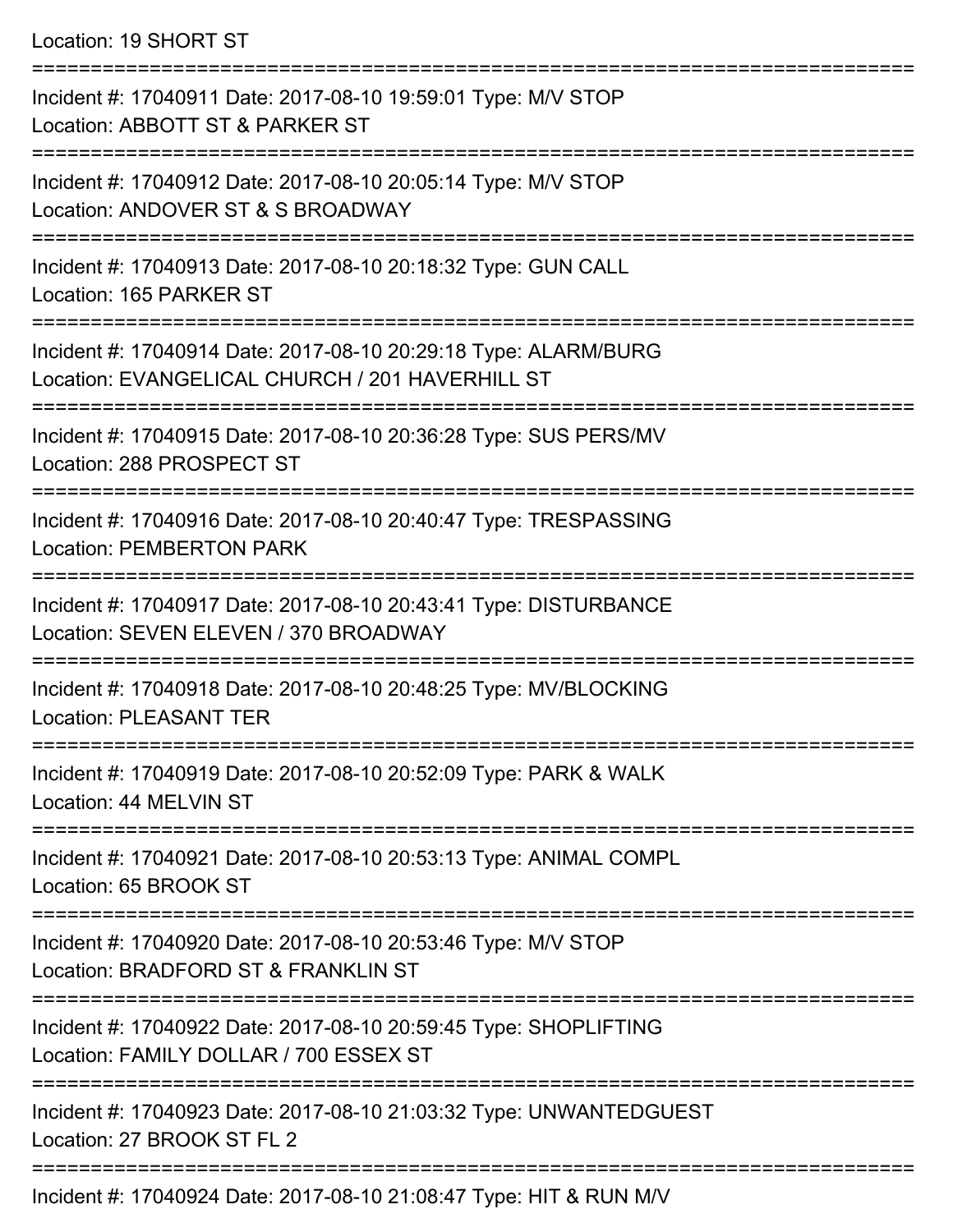Location: 19 SHORT ST

===========================================================================

Incident #: 17040911 Date: 2017-08-10 19:59:01 Type: M/V STOP
Location: ABBOTT ST & PARKER ST

===========================================================================

Incident #: 17040912 Date: 2017-08-10 20:05:14 Type: M/V STOP
Location: ANDOVER ST & S BROADWAY

===========================================================================

Incident #: 17040913 Date: 2017-08-10 20:18:32 Type: GUN CALL
Location: 165 PARKER ST

===========================================================================

Incident #: 17040914 Date: 2017-08-10 20:29:18 Type: ALARM/BURG
Location: EVANGELICAL CHURCH / 201 HAVERHILL ST

===========================================================================

Incident #: 17040915 Date: 2017-08-10 20:36:28 Type: SUS PERS/MV
Location: 288 PROSPECT ST

===========================================================================

Incident #: 17040916 Date: 2017-08-10 20:40:47 Type: TRESPASSING
Location: PEMBERTON PARK

===========================================================================

Incident #: 17040917 Date: 2017-08-10 20:43:41 Type: DISTURBANCE
Location: SEVEN ELEVEN / 370 BROADWAY

===========================================================================

Incident #: 17040918 Date: 2017-08-10 20:48:25 Type: MV/BLOCKING
Location: PLEASANT TER

===========================================================================

Incident #: 17040919 Date: 2017-08-10 20:52:09 Type: PARK & WALK
Location: 44 MELVIN ST

===========================================================================

Incident #: 17040921 Date: 2017-08-10 20:53:13 Type: ANIMAL COMPL
Location: 65 BROOK ST

===========================================================================

Incident #: 17040920 Date: 2017-08-10 20:53:46 Type: M/V STOP
Location: BRADFORD ST & FRANKLIN ST

===========================================================================

Incident #: 17040922 Date: 2017-08-10 20:59:45 Type: SHOPLIFTING
Location: FAMILY DOLLAR / 700 ESSEX ST

===========================================================================

Incident #: 17040923 Date: 2017-08-10 21:03:32 Type: UNWANTEDGUEST
Location: 27 BROOK ST FL 2

===========================================================================

Incident #: 17040924 Date: 2017-08-10 21:08:47 Type: HIT & RUN M/V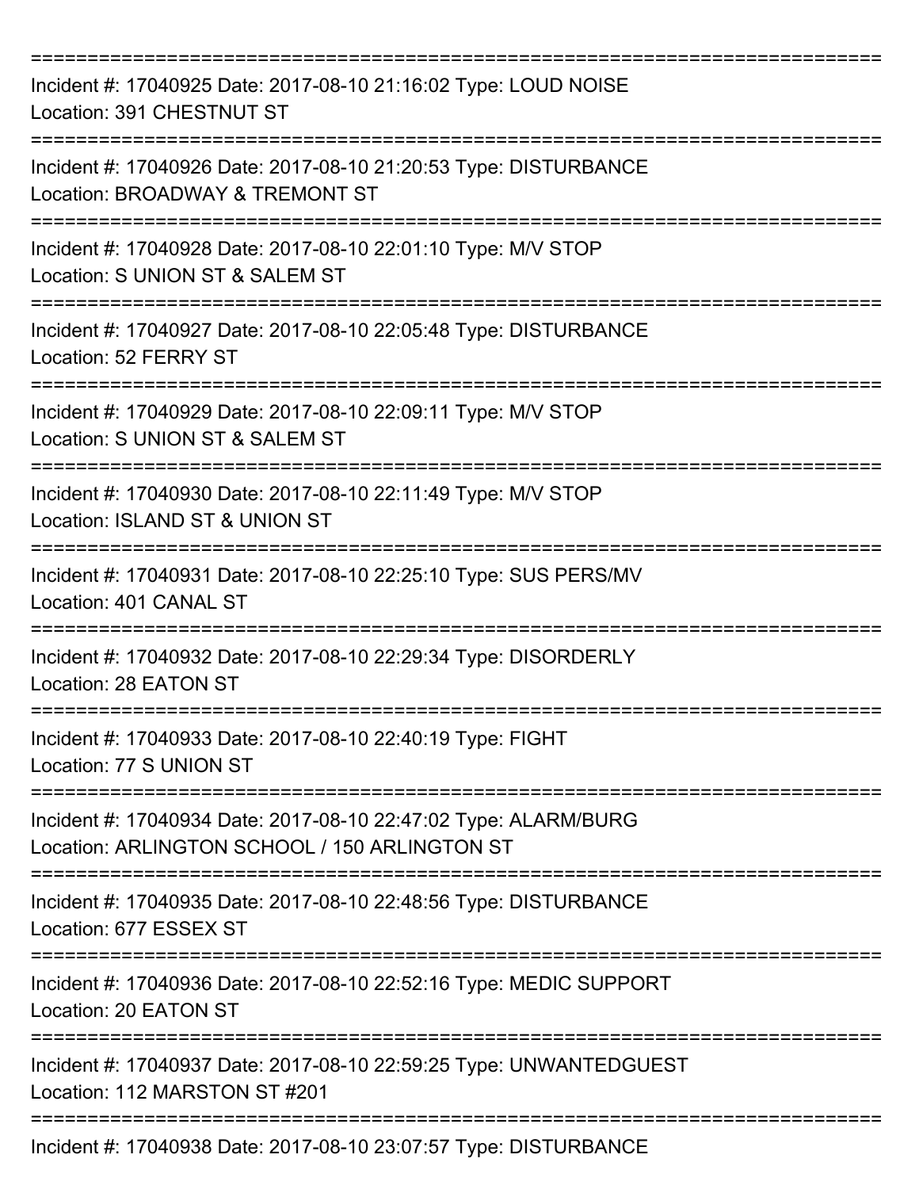===========================================================================

Incident #: 17040925 Date: 2017-08-10 21:16:02 Type: LOUD NOISE
Location: 391 CHESTNUT ST

===========================================================================

Incident #: 17040926 Date: 2017-08-10 21:20:53 Type: DISTURBANCE
Location: BROADWAY & TREMONT ST

===========================================================================

Incident #: 17040928 Date: 2017-08-10 22:01:10 Type: M/V STOP
Location: S UNION ST & SALEM ST

===========================================================================

Incident #: 17040927 Date: 2017-08-10 22:05:48 Type: DISTURBANCE
Location: 52 FERRY ST

===========================================================================

Incident #: 17040929 Date: 2017-08-10 22:09:11 Type: M/V STOP
Location: S UNION ST & SALEM ST

===========================================================================

Incident #: 17040930 Date: 2017-08-10 22:11:49 Type: M/V STOP
Location: ISLAND ST & UNION ST

===========================================================================

Incident #: 17040931 Date: 2017-08-10 22:25:10 Type: SUS PERS/MV
Location: 401 CANAL ST

===========================================================================

Incident #: 17040932 Date: 2017-08-10 22:29:34 Type: DISORDERLY
Location: 28 EATON ST

===========================================================================

Incident #: 17040933 Date: 2017-08-10 22:40:19 Type: FIGHT
Location: 77 S UNION ST

===========================================================================

Incident #: 17040934 Date: 2017-08-10 22:47:02 Type: ALARM/BURG
Location: ARLINGTON SCHOOL / 150 ARLINGTON ST

===========================================================================

Incident #: 17040935 Date: 2017-08-10 22:48:56 Type: DISTURBANCE
Location: 677 ESSEX ST

===========================================================================

Incident #: 17040936 Date: 2017-08-10 22:52:16 Type: MEDIC SUPPORT
Location: 20 EATON ST

===========================================================================

Incident #: 17040937 Date: 2017-08-10 22:59:25 Type: UNWANTEDGUEST
Location: 112 MARSTON ST #201

===========================================================================

Incident #: 17040938 Date: 2017-08-10 23:07:57 Type: DISTURBANCE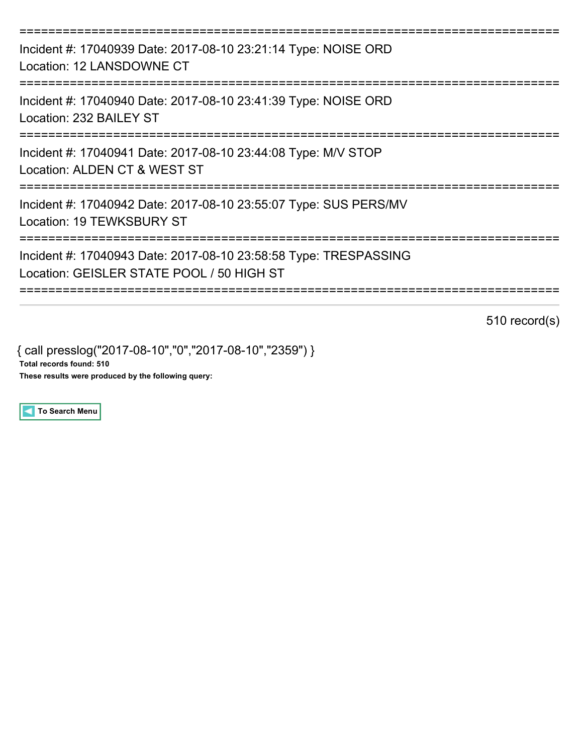===========================================================================

Incident #: 17040939 Date: 2017-08-10 23:21:14 Type: NOISE ORD

Location: 12 LANSDOWNE CT

===========================================================================

Incident #: 17040940 Date: 2017-08-10 23:41:39 Type: NOISE ORD

Location: 232 BAILEY ST

===========================================================================

Incident #: 17040941 Date: 2017-08-10 23:44:08 Type: M/V STOP

Location: ALDEN CT & WEST ST

===========================================================================

Incident #: 17040942 Date: 2017-08-10 23:55:07 Type: SUS PERS/MV

Location: 19 TEWKSBURY ST

===========================================================================

Incident #: 17040943 Date: 2017-08-10 23:58:58 Type: TRESPASSING

Location: GEISLER STATE POOL / 50 HIGH ST

===========================================================================

510 record(s)

{ call presslog("2017-08-10","0","2017-08-10","2359") }

**Total records found: 510**

**These results were produced by the following query:**

**To Search Menu**